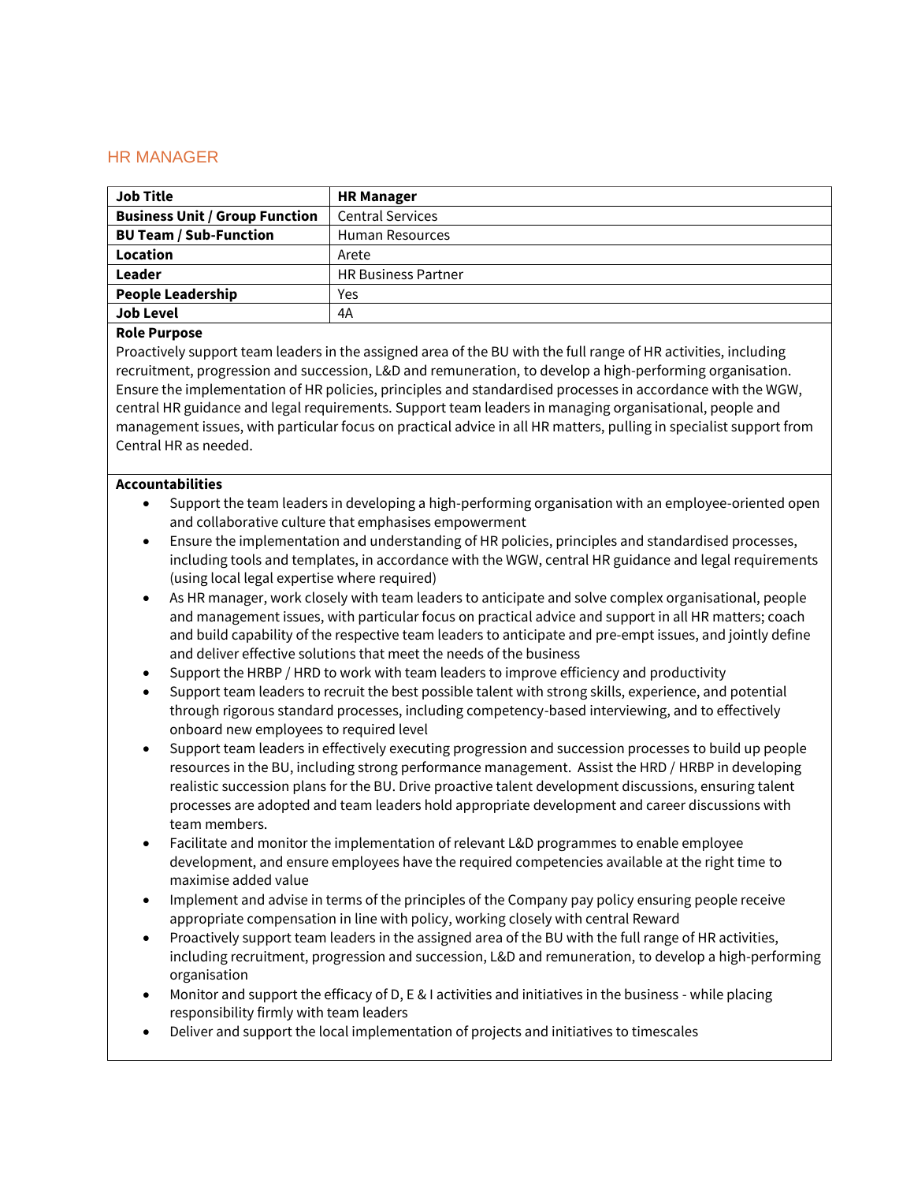## HR MANAGER

| **Job Title** | **HR Manager** |
|---|---|
| **Business Unit / Group Function** | Central Services |
| **BU Team / Sub-Function** | Human Resources |
| **Location** | Arete |
| **Leader** | HR Business Partner |
| **People Leadership** | Yes |
| **Job Level** | 4A |

**Role Purpose**

Proactively support team leaders in the assigned area of the BU with the full range of HR activities, including recruitment, progression and succession, L&D and remuneration, to develop a high-performing organisation. Ensure the implementation of HR policies, principles and standardised processes in accordance with the WGW, central HR guidance and legal requirements. Support team leaders in managing organisational, people and management issues, with particular focus on practical advice in all HR matters, pulling in specialist support from Central HR as needed.

**Accountabilities**

- Support the team leaders in developing a high-performing organisation with an employee-oriented open and collaborative culture that emphasises empowerment
- Ensure the implementation and understanding of HR policies, principles and standardised processes, including tools and templates, in accordance with the WGW, central HR guidance and legal requirements (using local legal expertise where required)
- As HR manager, work closely with team leaders to anticipate and solve complex organisational, people and management issues, with particular focus on practical advice and support in all HR matters; coach and build capability of the respective team leaders to anticipate and pre-empt issues, and jointly define and deliver effective solutions that meet the needs of the business
- Support the HRBP / HRD to work with team leaders to improve efficiency and productivity
- Support team leaders to recruit the best possible talent with strong skills, experience, and potential through rigorous standard processes, including competency-based interviewing, and to effectively onboard new employees to required level
- Support team leaders in effectively executing progression and succession processes to build up people resources in the BU, including strong performance management. Assist the HRD / HRBP in developing realistic succession plans for the BU. Drive proactive talent development discussions, ensuring talent processes are adopted and team leaders hold appropriate development and career discussions with team members.
- Facilitate and monitor the implementation of relevant L&D programmes to enable employee development, and ensure employees have the required competencies available at the right time to maximise added value
- Implement and advise in terms of the principles of the Company pay policy ensuring people receive appropriate compensation in line with policy, working closely with central Reward
- Proactively support team leaders in the assigned area of the BU with the full range of HR activities, including recruitment, progression and succession, L&D and remuneration, to develop a high-performing organisation
- Monitor and support the efficacy of D, E & I activities and initiatives in the business - while placing responsibility firmly with team leaders
- Deliver and support the local implementation of projects and initiatives to timescales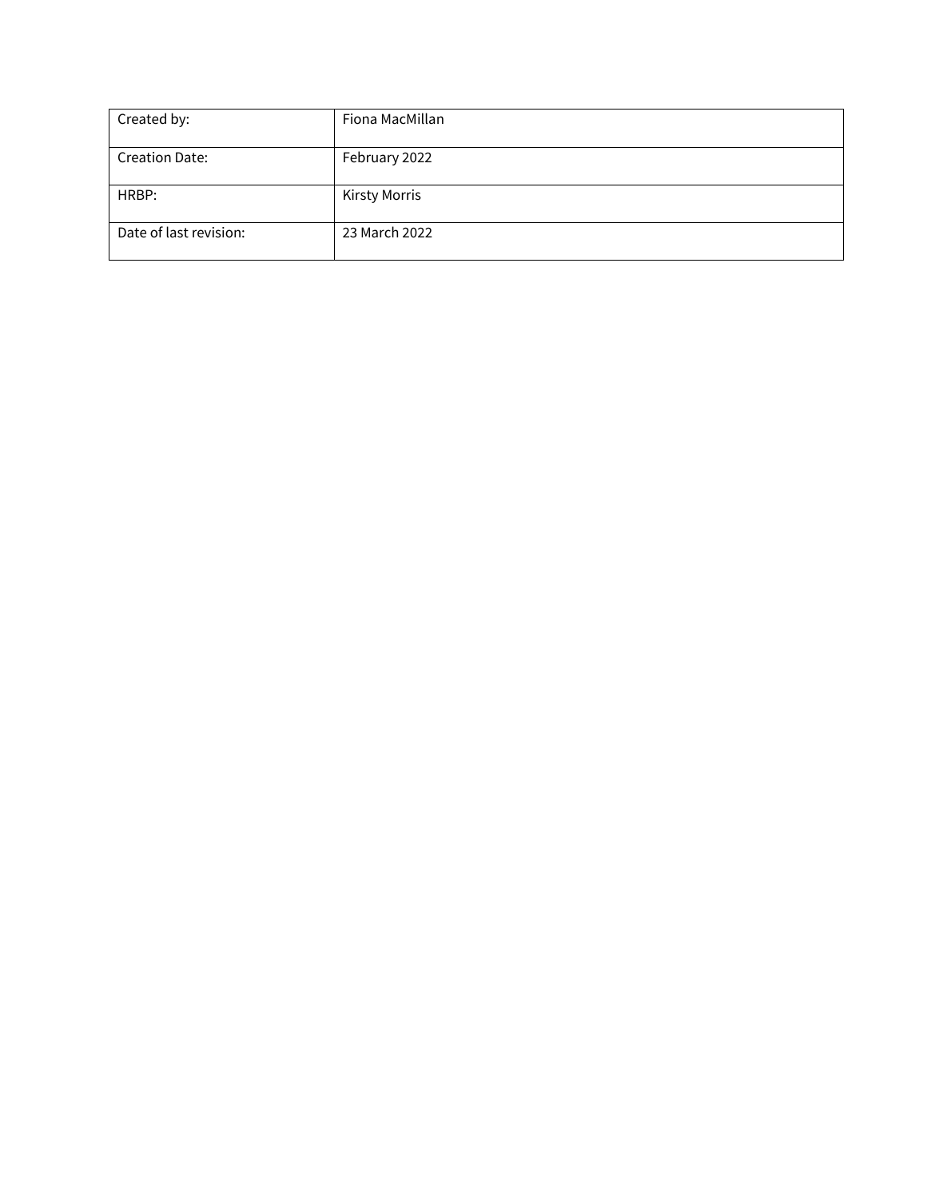| | |
|---|---|
| Created by: | Fiona MacMillan |
| Creation Date: | February 2022 |
| HRBP: | Kirsty Morris |
| Date of last revision: | 23 March 2022 |